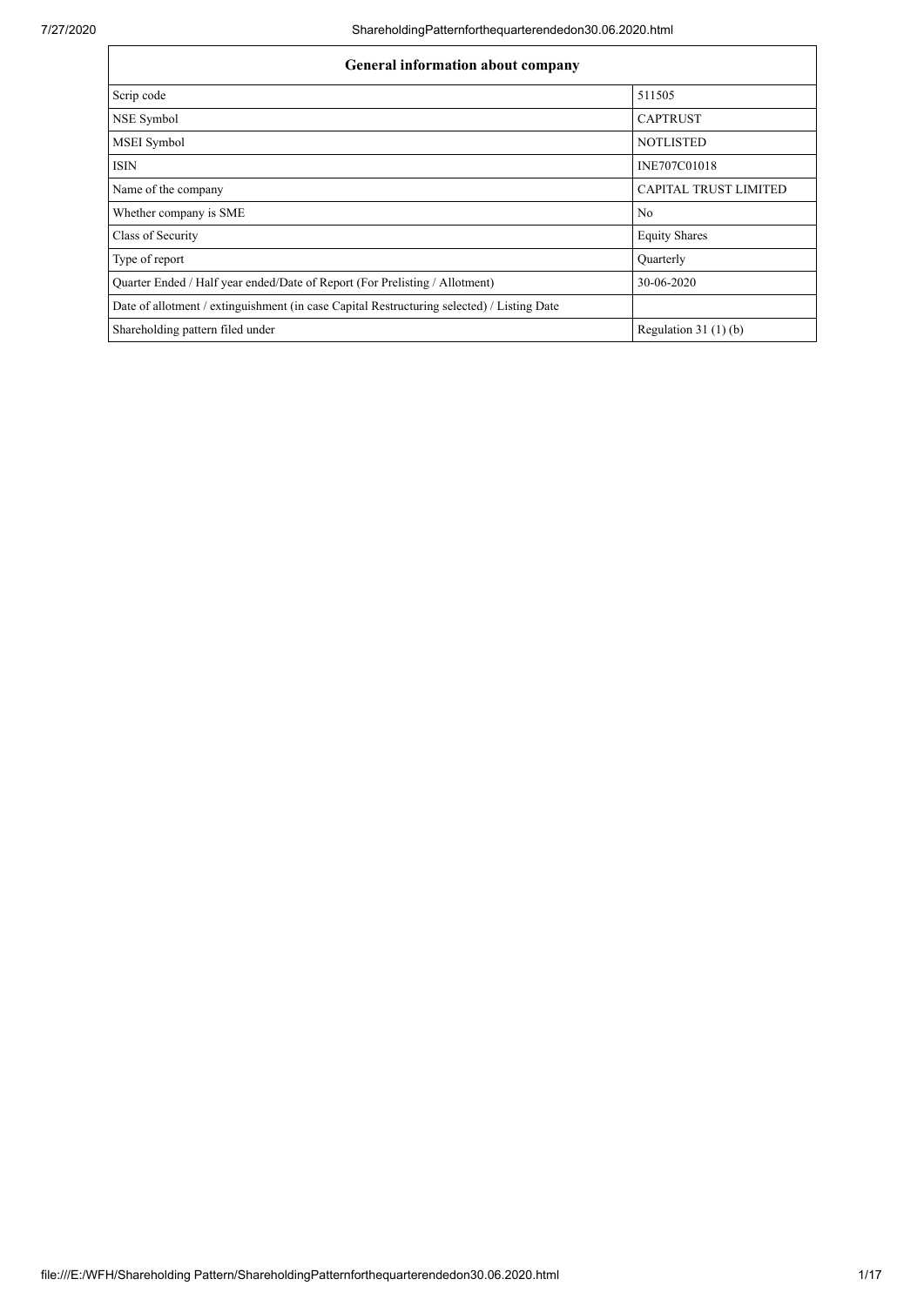| General information about company | |
|---|---|
| Scrip code | 511505 |
| NSE Symbol | CAPTRUST |
| MSEI Symbol | NOTLISTED |
| ISIN | INE707C01018 |
| Name of the company | CAPITAL TRUST LIMITED |
| Whether company is SME | No |
| Class of Security | Equity Shares |
| Type of report | Quarterly |
| Quarter Ended / Half year ended/Date of Report (For Prelisting / Allotment) | 30-06-2020 |
| Date of allotment / extinguishment (in case Capital Restructuring selected) / Listing Date | |
| Shareholding pattern filed under | Regulation 31 (1) (b) |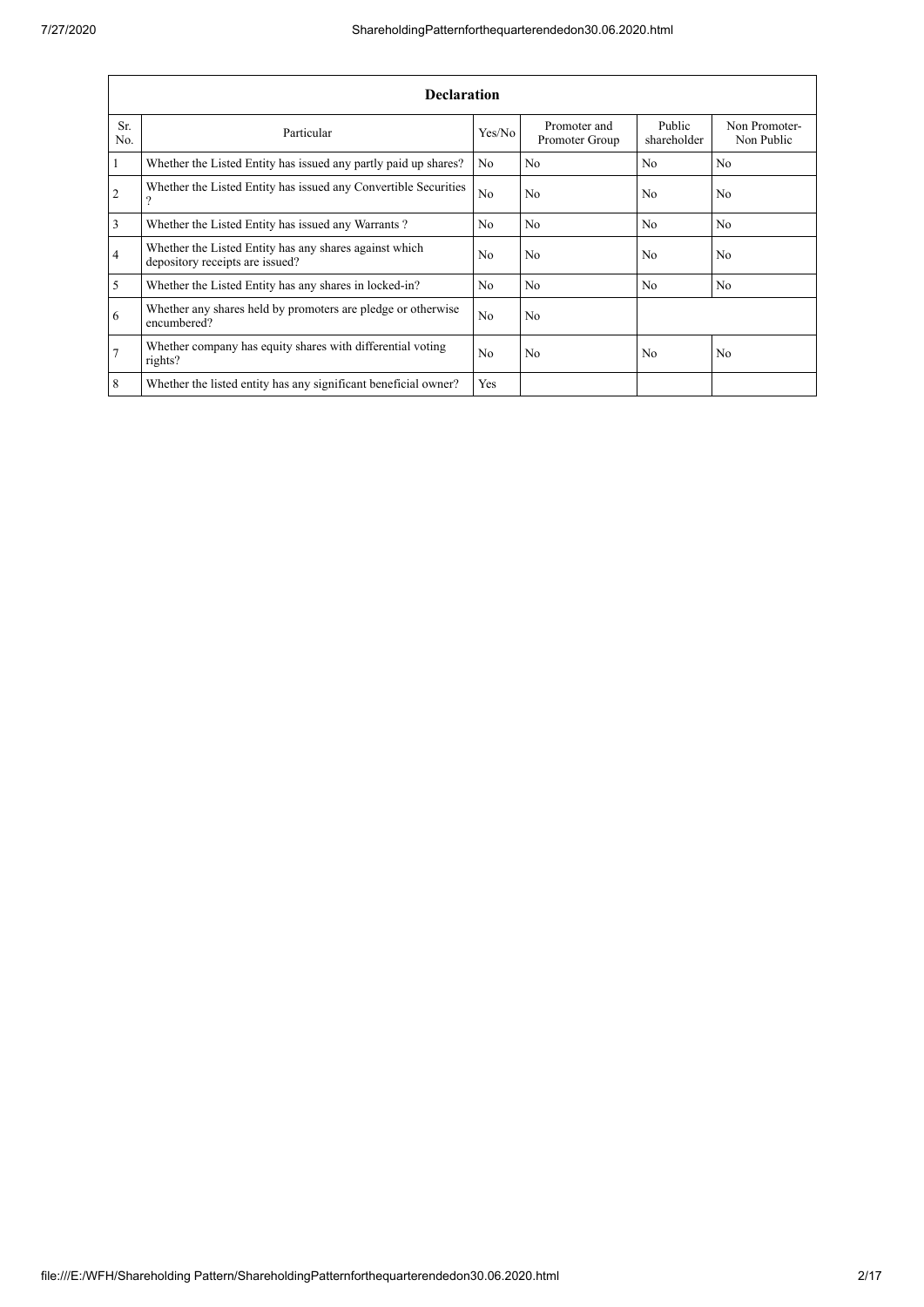| Declaration | | | | | |
|---|---|---|---|---|---|
| Sr. No. | Particular | Yes/No | Promoter and Promoter Group | Public shareholder | Non Promoter- Non Public |
| 1 | Whether the Listed Entity has issued any partly paid up shares? | No | No | No | No |
| 2 | Whether the Listed Entity has issued any Convertible Securities ? | No | No | No | No |
| 3 | Whether the Listed Entity has issued any Warrants ? | No | No | No | No |
| 4 | Whether the Listed Entity has any shares against which depository receipts are issued? | No | No | No | No |
| 5 | Whether the Listed Entity has any shares in locked-in? | No | No | No | No |
| 6 | Whether any shares held by promoters are pledge or otherwise encumbered? | No | No | | |
| 7 | Whether company has equity shares with differential voting rights? | No | No | No | No |
| 8 | Whether the listed entity has any significant beneficial owner? | Yes | | | |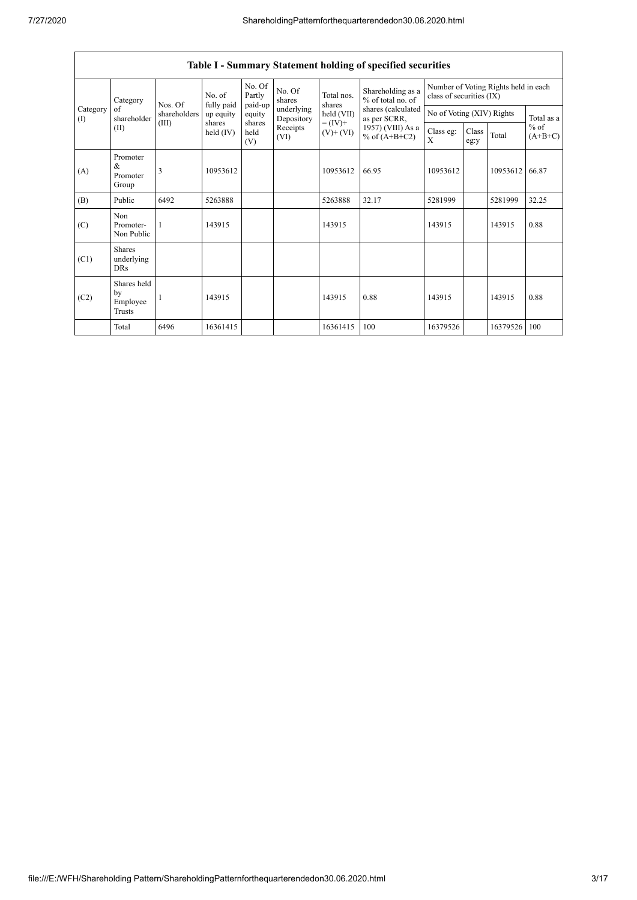## Table I - Summary Statement holding of specified securities

| Category (I) | Category of shareholder (II) | Nos. Of shareholders (III) | No. of fully paid up equity shares held (IV) | No. Of Partly paid-up equity shares held (V) | No. Of shares underlying Depository Receipts (VI) | Total nos. shares held (VII) = (IV)+ (V)+ (VI) | Shareholding as a % of total no. of shares (calculated as per SCRR, 1957) (VIII) As a % of (A+B+C2) | Number of Voting Rights held in each class of securities (IX) | | | |
|---|---|---|---|---|---|---|---|---|---|---|---|
| | | | | | | | | No of Voting (XIV) Rights | | | Total as a % of (A+B+C) |
| | | | | | | | | Class eg: X | Class eg:y | Total | |
| (A) | Promoter & Promoter Group | 3 | 10953612 | | | 10953612 | 66.95 | 10953612 | | 10953612 | 66.87 |
| (B) | Public | 6492 | 5263888 | | | 5263888 | 32.17 | 5281999 | | 5281999 | 32.25 |
| (C) | Non Promoter- Non Public | 1 | 143915 | | | 143915 | | 143915 | | 143915 | 0.88 |
| (C1) | Shares underlying DRs | | | | | | | | | | |
| (C2) | Shares held by Employee Trusts | 1 | 143915 | | | 143915 | 0.88 | 143915 | | 143915 | 0.88 |
| | Total | 6496 | 16361415 | | | 16361415 | 100 | 16379526 | | 16379526 | 100 |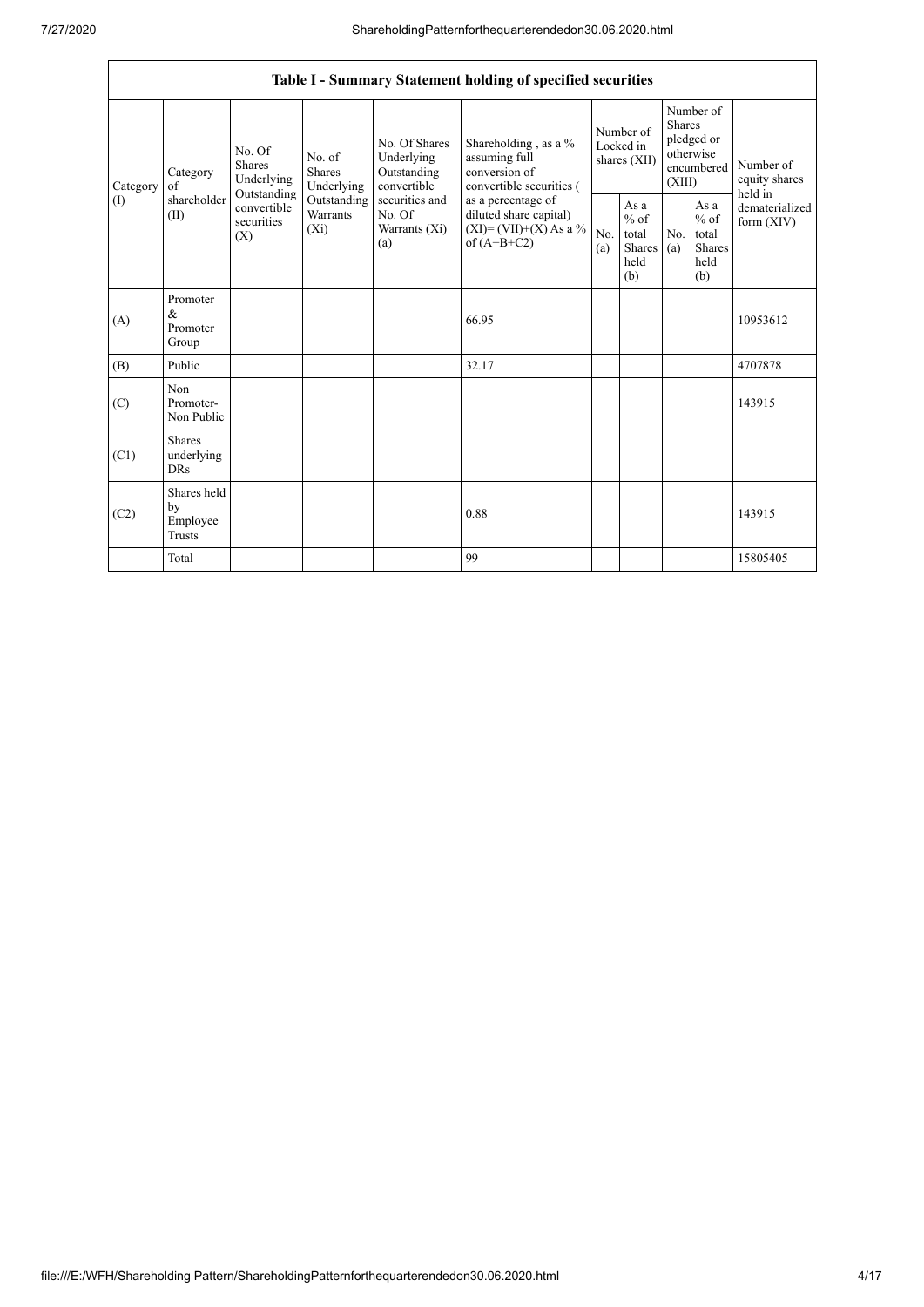## Table I - Summary Statement holding of specified securities

| Category (I) | Category of shareholder (II) | No. Of Shares Underlying Outstanding convertible securities (X) | No. of Shares Underlying Outstanding Warrants (Xi) | No. Of Shares Underlying Outstanding convertible securities and No. Of Warrants (Xi) (a) | Shareholding , as a % assuming full conversion of convertible securities ( as a percentage of diluted share capital) (XI)= (VII)+(X) As a % of (A+B+C2) | Number of Locked in shares (XII) | | Number of Shares pledged or otherwise encumbered (XIII) | | Number of equity shares held in dematerialized form (XIV) |
|---|---|---|---|---|---|---|---|---|---|---|
| | | | | | | No. (a) | As a % of total Shares held (b) | No. (a) | As a % of total Shares held (b) | |
| (A) | Promoter & Promoter Group | | | | 66.95 | | | | | 10953612 |
| (B) | Public | | | | 32.17 | | | | | 4707878 |
| (C) | Non Promoter- Non Public | | | | | | | | | 143915 |
| (C1) | Shares underlying DRs | | | | | | | | | |
| (C2) | Shares held by Employee Trusts | | | | 0.88 | | | | | 143915 |
| | Total | | | | 99 | | | | | 15805405 |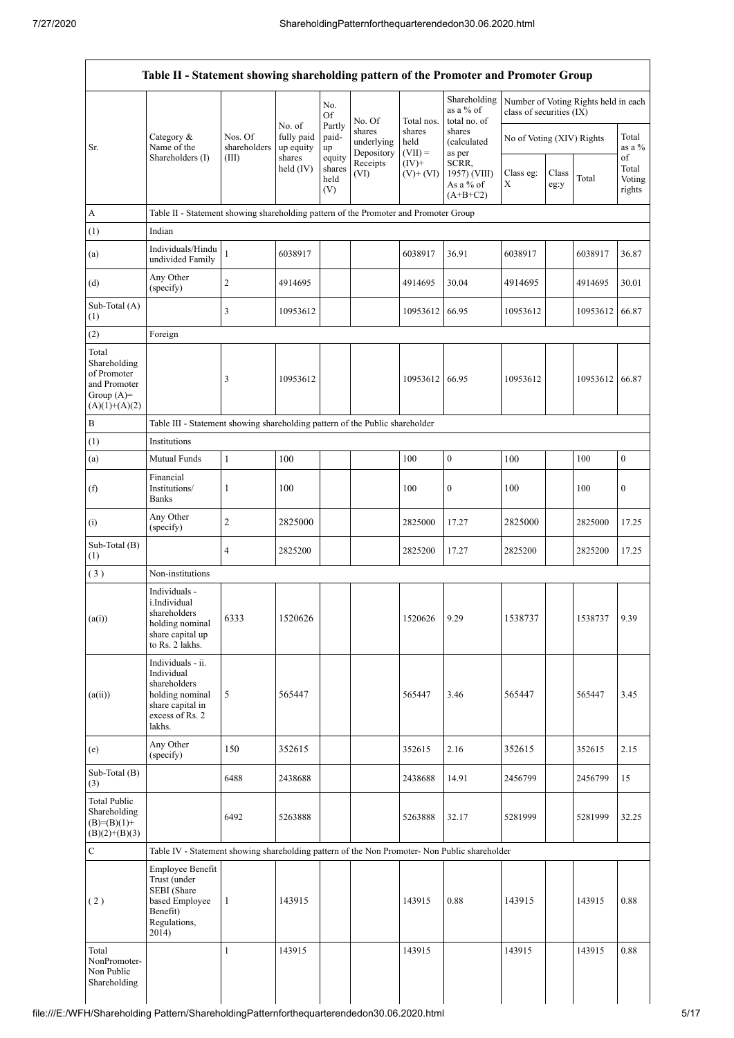| Table II - Statement showing shareholding pattern of the Promoter and Promoter Group | | | | | | | | | | | |
|---|---|---|---|---|---|---|---|---|---|---|---|
| Sr. | Category & Name of the Shareholders (I) | Nos. Of shareholders (III) | No. of fully paid up equity shares held (IV) | No. Of Partly paid-up equity shares held (V) | No. Of shares underlying Depository Receipts (VI) | Total nos. shares held (VII) = (IV)+ (V)+ (VI) | Shareholding as a % of total no. of shares (calculated as per SCRR, 1957) (VIII) As a % of (A+B+C2) | Number of Voting Rights held in each class of securities (IX) | | | |
| | | | | | | | | No of Voting (XIV) Rights | | | Total as a % of Total Voting rights |
| | | | | | | | | Class eg: X | Class eg:y | Total | |
| A | Table II - Statement showing shareholding pattern of the Promoter and Promoter Group | | | | | | | | | | |
| (1) | Indian | | | | | | | | | | |
| (a) | Individuals/Hindu undivided Family | 1 | 6038917 | | | 6038917 | 36.91 | 6038917 | | 6038917 | 36.87 |
| (d) | Any Other (specify) | 2 | 4914695 | | | 4914695 | 30.04 | 4914695 | | 4914695 | 30.01 |
| Sub-Total (A) (1) | | 3 | 10953612 | | | 10953612 | 66.95 | 10953612 | | 10953612 | 66.87 |
| (2) | Foreign | | | | | | | | | | |
| Total Shareholding of Promoter and Promoter Group (A)= (A)(1)+(A)(2) | | 3 | 10953612 | | | 10953612 | 66.95 | 10953612 | | 10953612 | 66.87 |
| B | Table III - Statement showing shareholding pattern of the Public shareholder | | | | | | | | | | |
| (1) | Institutions | | | | | | | | | | |
| (a) | Mutual Funds | 1 | 100 | | | 100 | 0 | 100 | | 100 | 0 |
| (f) | Financial Institutions/ Banks | 1 | 100 | | | 100 | 0 | 100 | | 100 | 0 |
| (i) | Any Other (specify) | 2 | 2825000 | | | 2825000 | 17.27 | 2825000 | | 2825000 | 17.25 |
| Sub-Total (B) (1) | | 4 | 2825200 | | | 2825200 | 17.27 | 2825200 | | 2825200 | 17.25 |
| ( 3 ) | Non-institutions | | | | | | | | | | |
| (a(i)) | Individuals - i.Individual shareholders holding nominal share capital up to Rs. 2 lakhs. | 6333 | 1520626 | | | 1520626 | 9.29 | 1538737 | | 1538737 | 9.39 |
| (a(ii)) | Individuals - ii. Individual shareholders holding nominal share capital in excess of Rs. 2 lakhs. | 5 | 565447 | | | 565447 | 3.46 | 565447 | | 565447 | 3.45 |
| (e) | Any Other (specify) | 150 | 352615 | | | 352615 | 2.16 | 352615 | | 352615 | 2.15 |
| Sub-Total (B) (3) | | 6488 | 2438688 | | | 2438688 | 14.91 | 2456799 | | 2456799 | 15 |
| Total Public Shareholding (B)=(B)(1)+ (B)(2)+(B)(3) | | 6492 | 5263888 | | | 5263888 | 32.17 | 5281999 | | 5281999 | 32.25 |
| C | Table IV - Statement showing shareholding pattern of the Non Promoter- Non Public shareholder | | | | | | | | | | |
| ( 2 ) | Employee Benefit Trust (under SEBI (Share based Employee Benefit) Regulations, 2014) | 1 | 143915 | | | 143915 | 0.88 | 143915 | | 143915 | 0.88 |
| Total NonPromoter- Non Public Shareholding | | 1 | 143915 | | | 143915 | | 143915 | | 143915 | 0.88 |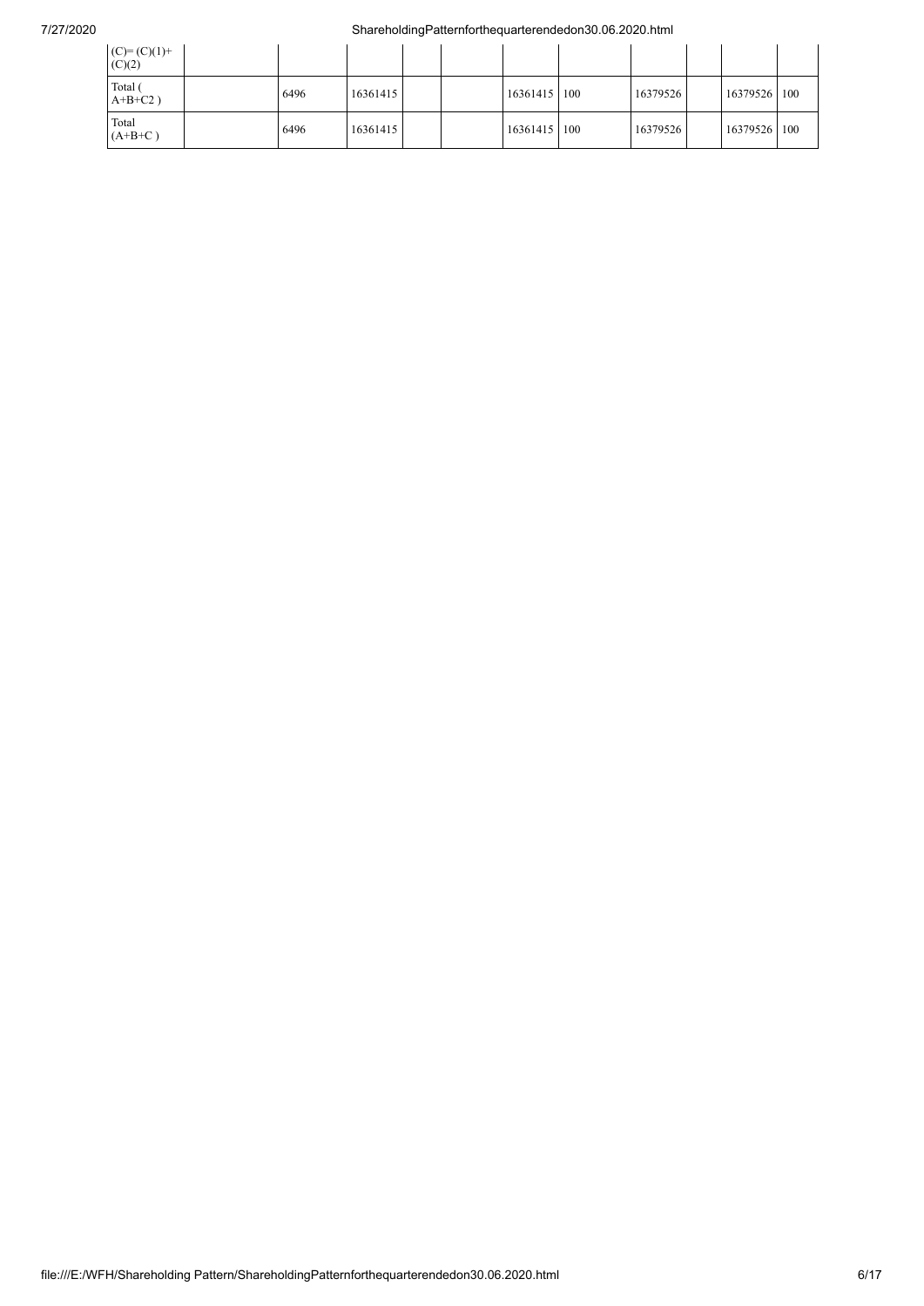| | | | | | | | | | | | |
|---|---|---|---|---|---|---|---|---|---|---|---|
| (C)= (C)(1)+ (C)(2) | | | | | | | | | | | |
| Total ( A+B+C2 ) | | 6496 | 16361415 | | | 16361415 | 100 | 16379526 | | 16379526 | 100 |
| Total (A+B+C ) | | 6496 | 16361415 | | | 16361415 | 100 | 16379526 | | 16379526 | 100 |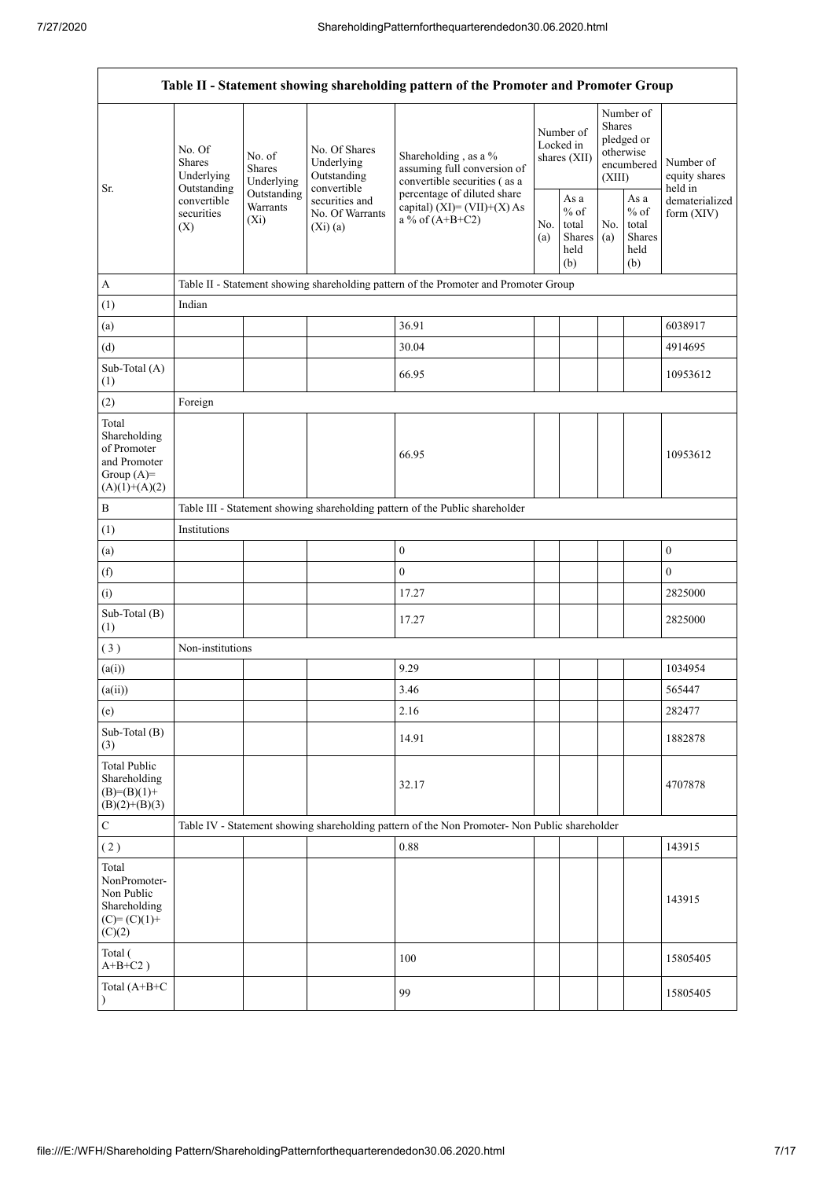| Table II - Statement showing shareholding pattern of the Promoter and Promoter Group | | | | | | | | | |
|---|---|---|---|---|---|---|---|---|---|
| Sr. | No. Of Shares Underlying Outstanding convertible securities (X) | No. of Shares Underlying Outstanding Warrants (Xi) | No. Of Shares Underlying Outstanding convertible securities and No. Of Warrants (Xi) (a) | Shareholding , as a % assuming full conversion of convertible securities ( as a percentage of diluted share capital) (XI)= (VII)+(X) As a % of (A+B+C2) | Number of Locked in shares (XII) | | Number of Shares pledged or otherwise encumbered (XIII) | | Number of equity shares held in dematerialized form (XIV) |
| | | | | | No. (a) | As a % of total Shares held (b) | No. (a) | As a % of total Shares held (b) | |
| A | Table II - Statement showing shareholding pattern of the Promoter and Promoter Group | | | | | | | | |
| (1) | Indian | | | | | | | | |
| (a) | | | | 36.91 | | | | | 6038917 |
| (d) | | | | 30.04 | | | | | 4914695 |
| Sub-Total (A) (1) | | | | 66.95 | | | | | 10953612 |
| (2) | Foreign | | | | | | | | |
| Total Shareholding of Promoter and Promoter Group (A)= (A)(1)+(A)(2) | | | | 66.95 | | | | | 10953612 |
| B | Table III - Statement showing shareholding pattern of the Public shareholder | | | | | | | | |
| (1) | Institutions | | | | | | | | |
| (a) | | | | 0 | | | | | 0 |
| (f) | | | | 0 | | | | | 0 |
| (i) | | | | 17.27 | | | | | 2825000 |
| Sub-Total (B) (1) | | | | 17.27 | | | | | 2825000 |
| ( 3 ) | Non-institutions | | | | | | | | |
| (a(i)) | | | | 9.29 | | | | | 1034954 |
| (a(ii)) | | | | 3.46 | | | | | 565447 |
| (e) | | | | 2.16 | | | | | 282477 |
| Sub-Total (B) (3) | | | | 14.91 | | | | | 1882878 |
| Total Public Shareholding (B)=(B)(1)+ (B)(2)+(B)(3) | | | | 32.17 | | | | | 4707878 |
| C | Table IV - Statement showing shareholding pattern of the Non Promoter- Non Public shareholder | | | | | | | | |
| ( 2 ) | | | | 0.88 | | | | | 143915 |
| Total NonPromoter- Non Public Shareholding (C)= (C)(1)+ (C)(2) | | | | | | | | | 143915 |
| Total ( A+B+C2 ) | | | | 100 | | | | | 15805405 |
| Total (A+B+C ) | | | | 99 | | | | | 15805405 |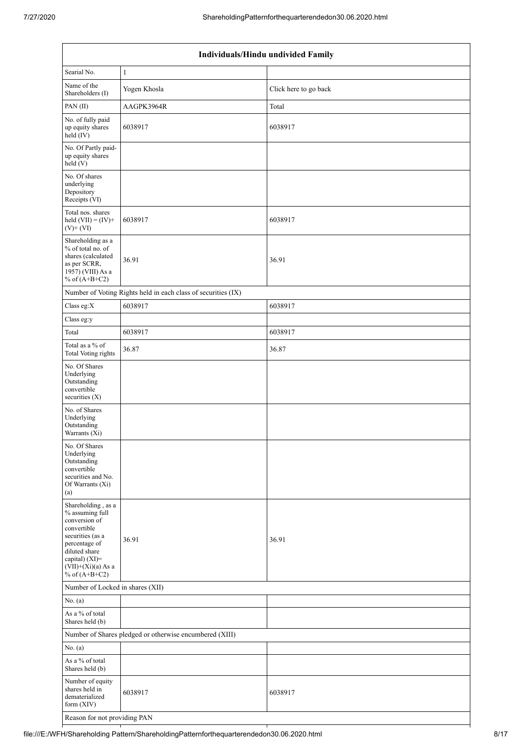| Individuals/Hindu undivided Family | | |
|---|---|---|
| Searial No. | 1 | |
| Name of the Shareholders (I) | Yogen Khosla | Click here to go back |
| PAN (II) | AAGPK3964R | Total |
| No. of fully paid up equity shares held (IV) | 6038917 | 6038917 |
| No. Of Partly paid-up equity shares held (V) | | |
| No. Of shares underlying Depository Receipts (VI) | | |
| Total nos. shares held (VII) = (IV)+(V)+ (VI) | 6038917 | 6038917 |
| Shareholding as a % of total no. of shares (calculated as per SCRR, 1957) (VIII) As a % of (A+B+C2) | 36.91 | 36.91 |
| Number of Voting Rights held in each class of securities (IX) | | |
| Class eg:X | 6038917 | 6038917 |
| Class eg:y | | |
| Total | 6038917 | 6038917 |
| Total as a % of Total Voting rights | 36.87 | 36.87 |
| No. Of Shares Underlying Outstanding convertible securities (X) | | |
| No. of Shares Underlying Outstanding Warrants (Xi) | | |
| No. Of Shares Underlying Outstanding convertible securities and No. Of Warrants (Xi) (a) | | |
| Shareholding , as a % assuming full conversion of convertible securities (as a percentage of diluted share capital) (XI)= (VII)+(Xi)(a) As a % of (A+B+C2) | 36.91 | 36.91 |
| Number of Locked in shares (XII) | | |
| No. (a) | | |
| As a % of total Shares held (b) | | |
| Number of Shares pledged or otherwise encumbered (XIII) | | |
| No. (a) | | |
| As a % of total Shares held (b) | | |
| Number of equity shares held in dematerialized form (XIV) | 6038917 | 6038917 |
| Reason for not providing PAN | | |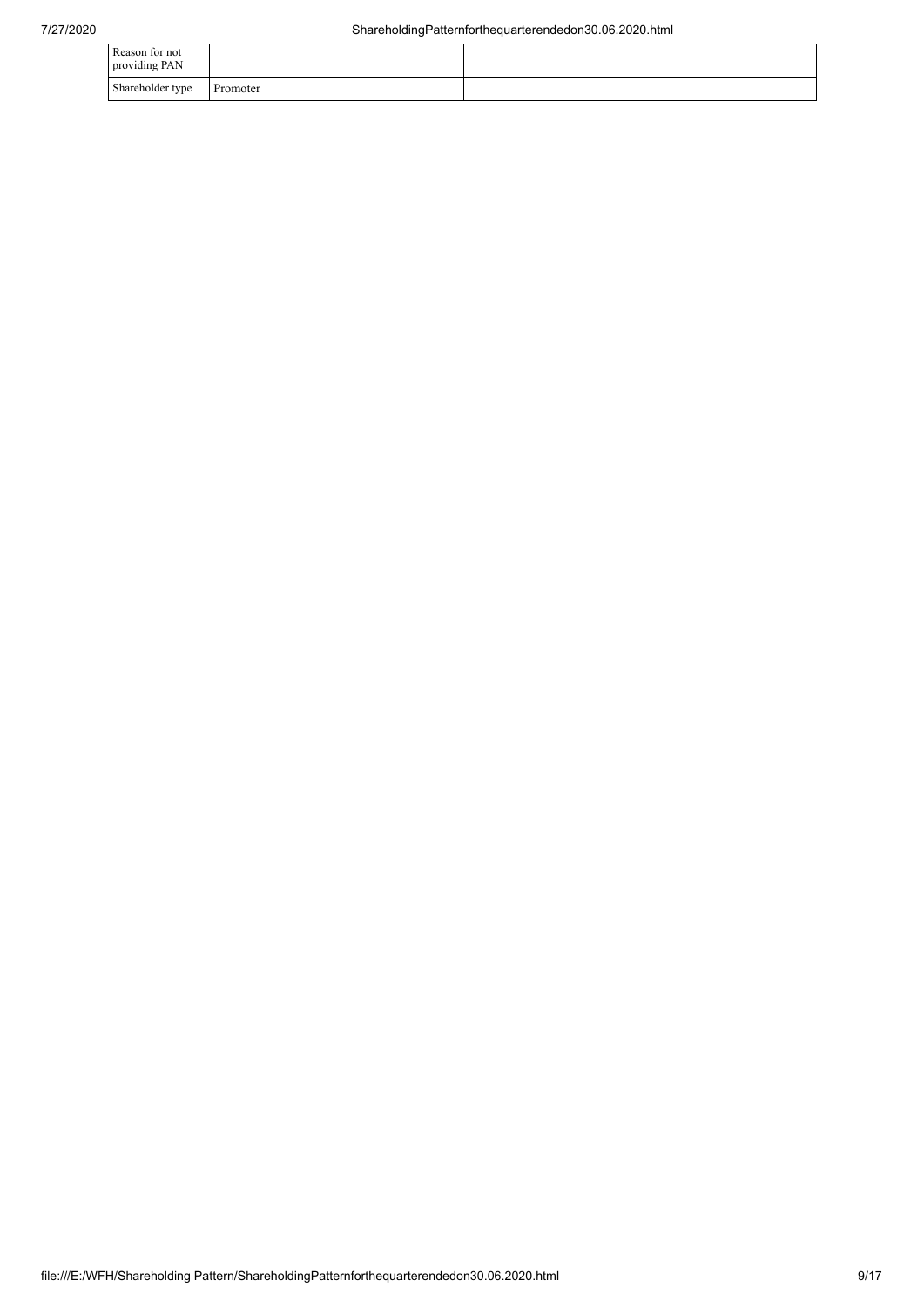| | | |
|---|---|---|
| Reason for not providing PAN | | |
| Shareholder type | Promoter | |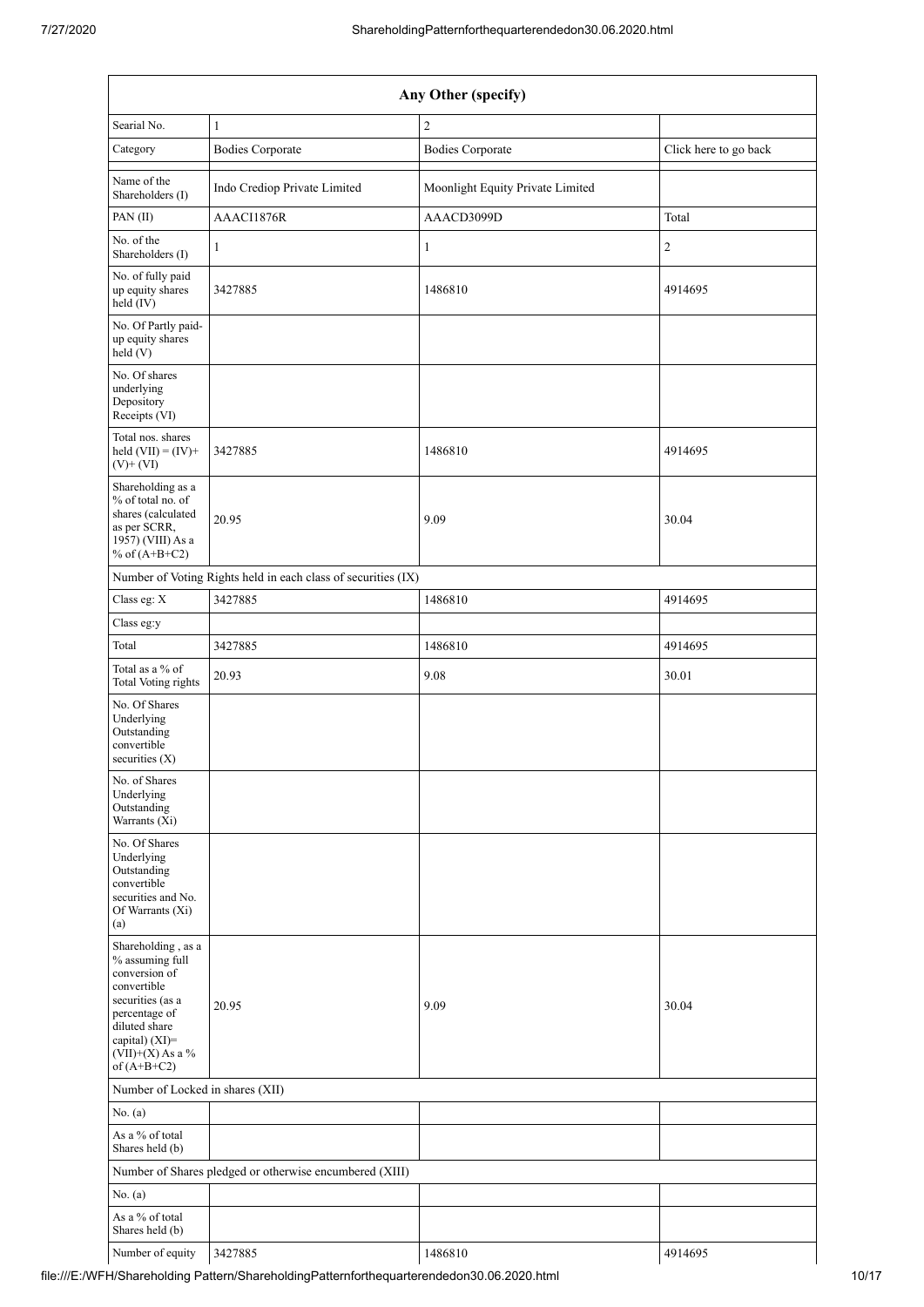| Any Other (specify) | | | |
|---|---|---|---|
| Searial No. | 1 | 2 | |
| Category | Bodies Corporate | Bodies Corporate | Click here to go back |
| Name of the Shareholders (I) | Indo Crediop Private Limited | Moonlight Equity Private Limited | |
| PAN (II) | AAACI1876R | AAACD3099D | Total |
| No. of the Shareholders (I) | 1 | 1 | 2 |
| No. of fully paid up equity shares held (IV) | 3427885 | 1486810 | 4914695 |
| No. Of Partly paid-up equity shares held (V) | | | |
| No. Of shares underlying Depository Receipts (VI) | | | |
| Total nos. shares held (VII) = (IV)+ (V)+ (VI) | 3427885 | 1486810 | 4914695 |
| Shareholding as a % of total no. of shares (calculated as per SCRR, 1957) (VIII) As a % of (A+B+C2) | 20.95 | 9.09 | 30.04 |
| Number of Voting Rights held in each class of securities (IX) | | | |
| Class eg: X | 3427885 | 1486810 | 4914695 |
| Class eg:y | | | |
| Total | 3427885 | 1486810 | 4914695 |
| Total as a % of Total Voting rights | 20.93 | 9.08 | 30.01 |
| No. Of Shares Underlying Outstanding convertible securities (X) | | | |
| No. of Shares Underlying Outstanding Warrants (Xi) | | | |
| No. Of Shares Underlying Outstanding convertible securities and No. Of Warrants (Xi) (a) | | | |
| Shareholding , as a % assuming full conversion of convertible securities (as a percentage of diluted share capital) (XI)= (VII)+(X) As a % of (A+B+C2) | 20.95 | 9.09 | 30.04 |
| Number of Locked in shares (XII) | | | |
| No. (a) | | | |
| As a % of total Shares held (b) | | | |
| Number of Shares pledged or otherwise encumbered (XIII) | | | |
| No. (a) | | | |
| As a % of total Shares held (b) | | | |
| Number of equity | 3427885 | 1486810 | 4914695 |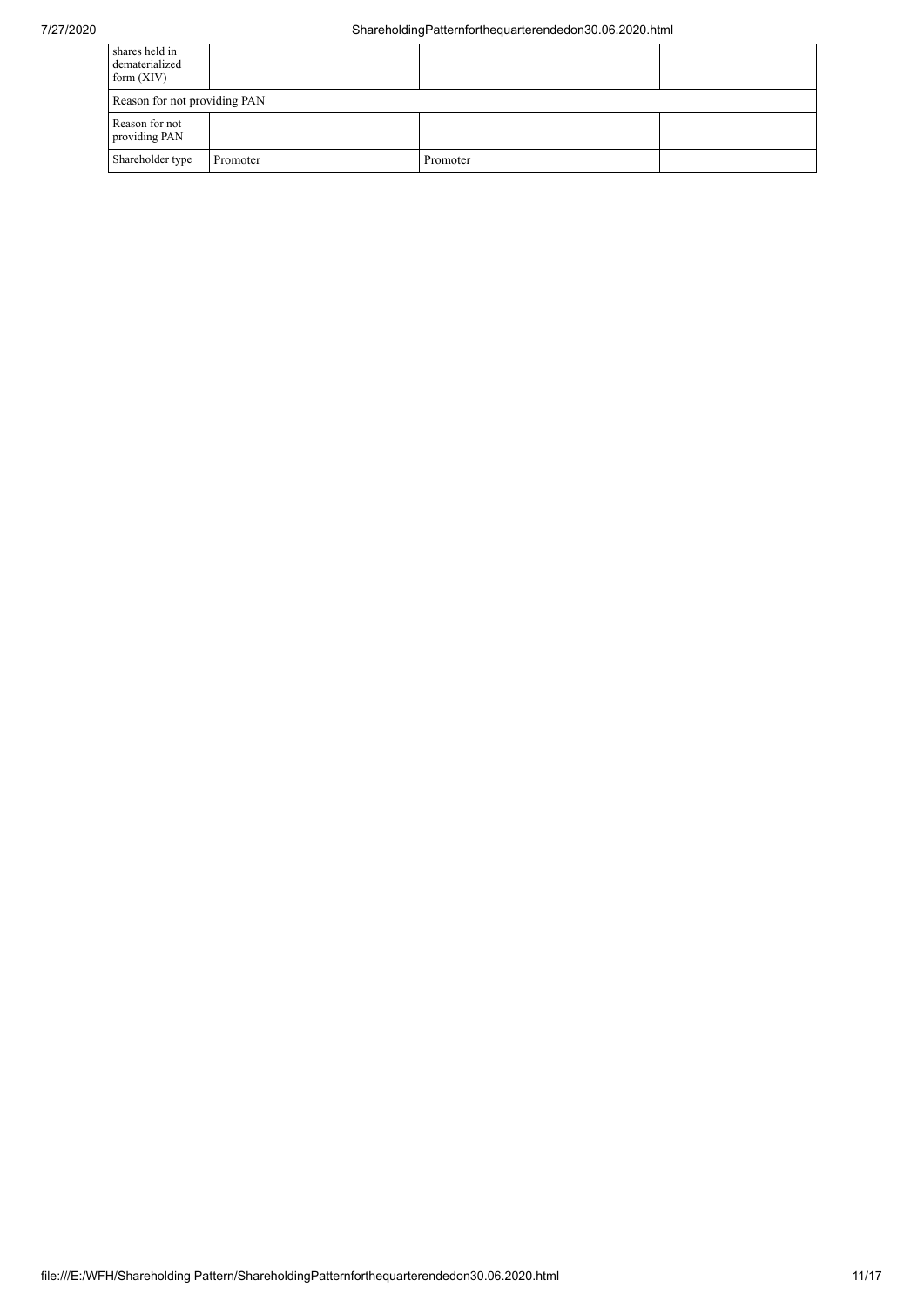| Number of equity shares held in dematerialized form (XIV) | | | |
|---|---|---|---|
| Reason for not providing PAN | | | |
| Reason for not providing PAN | | | |
| Shareholder type | Promoter | Promoter | |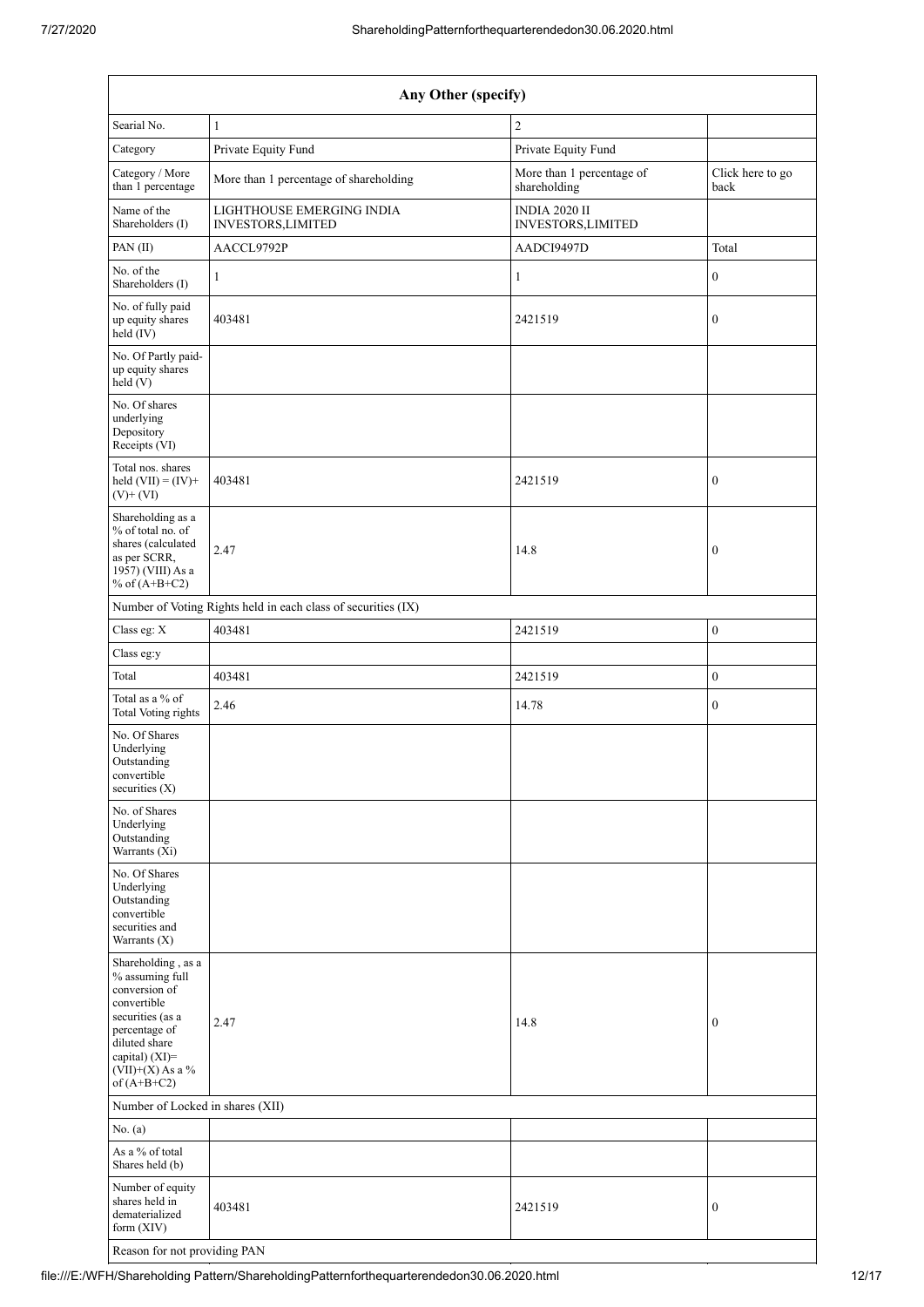| Any Other (specify) | | | |
|---|---|---|---|
| Searial No. | 1 | 2 | |
| Category | Private Equity Fund | Private Equity Fund | |
| Category / More than 1 percentage | More than 1 percentage of shareholding | More than 1 percentage of shareholding | Click here to go back |
| Name of the Shareholders (I) | LIGHTHOUSE EMERGING INDIA INVESTORS,LIMITED | INDIA 2020 II INVESTORS,LIMITED | |
| PAN (II) | AACCL9792P | AADCI9497D | Total |
| No. of the Shareholders (I) | 1 | 1 | 0 |
| No. of fully paid up equity shares held (IV) | 403481 | 2421519 | 0 |
| No. Of Partly paid-up equity shares held (V) | | | |
| No. Of shares underlying Depository Receipts (VI) | | | |
| Total nos. shares held (VII) = (IV)+ (V)+ (VI) | 403481 | 2421519 | 0 |
| Shareholding as a % of total no. of shares (calculated as per SCRR, 1957) (VIII) As a % of (A+B+C2) | 2.47 | 14.8 | 0 |
| Number of Voting Rights held in each class of securities (IX) | | | |
| Class eg: X | 403481 | 2421519 | 0 |
| Class eg:y | | | |
| Total | 403481 | 2421519 | 0 |
| Total as a % of Total Voting rights | 2.46 | 14.78 | 0 |
| No. Of Shares Underlying Outstanding convertible securities (X) | | | |
| No. of Shares Underlying Outstanding Warrants (Xi) | | | |
| No. Of Shares Underlying Outstanding convertible securities and Warrants (X) | | | |
| Shareholding , as a % assuming full conversion of convertible securities (as a percentage of diluted share capital) (XI)= (VII)+(X) As a % of (A+B+C2) | 2.47 | 14.8 | 0 |
| Number of Locked in shares (XII) | | | |
| No. (a) | | | |
| As a % of total Shares held (b) | | | |
| Number of equity shares held in dematerialized form (XIV) | 403481 | 2421519 | 0 |
| Reason for not providing PAN | | | |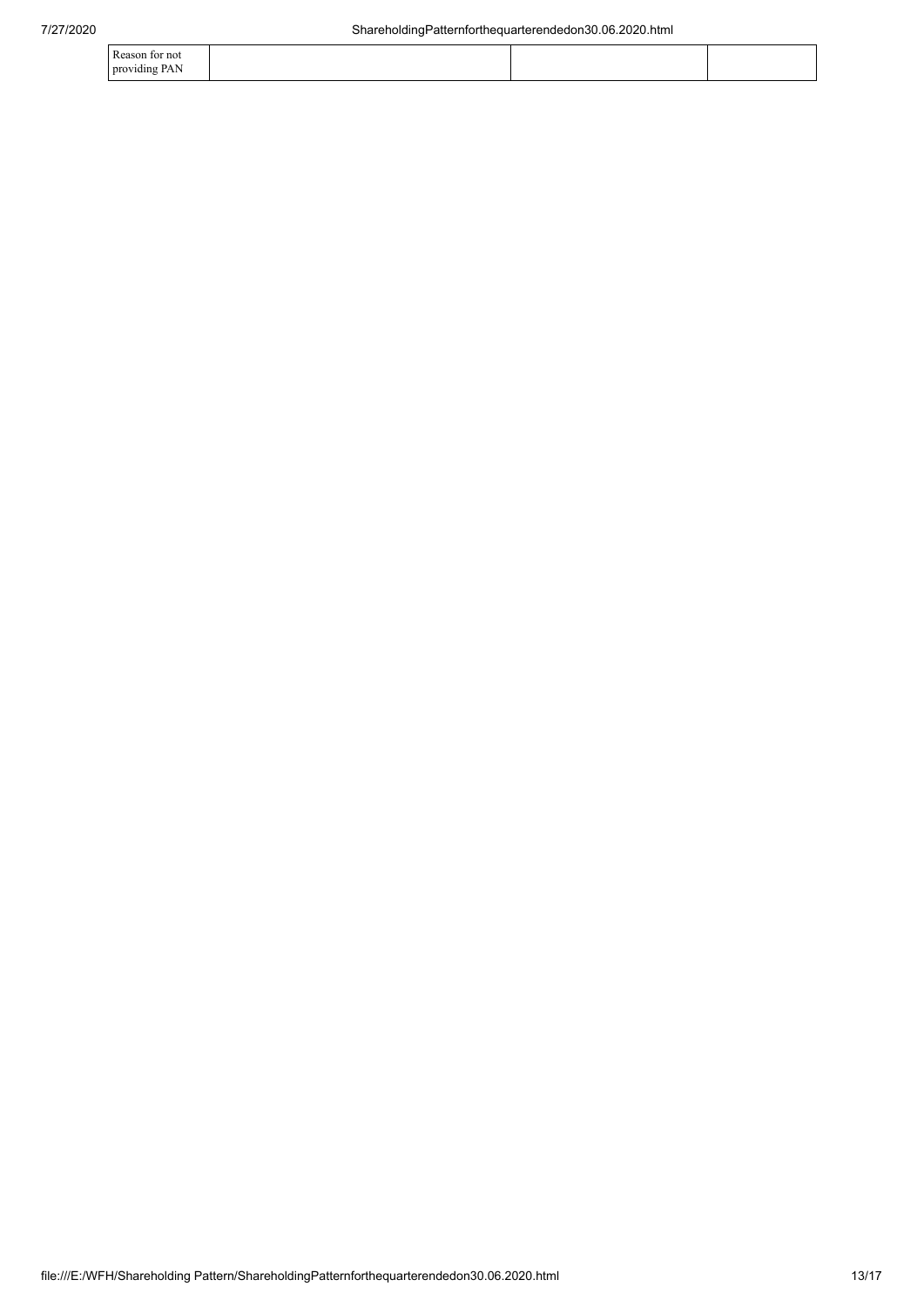| Reason for not providing PAN | | | |
|---|---|---|---|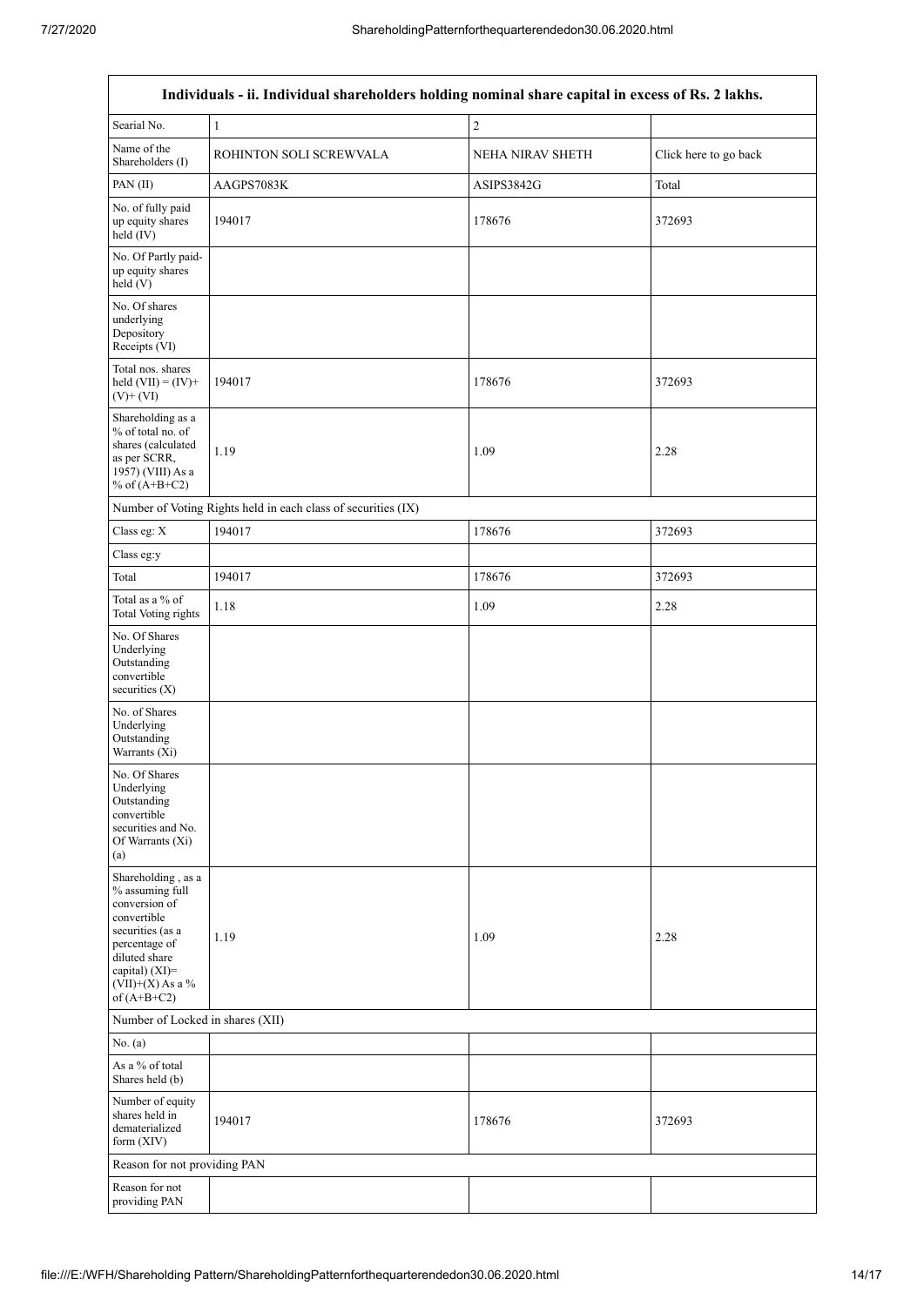| Individuals - ii. Individual shareholders holding nominal share capital in excess of Rs. 2 lakhs. | | | |
|---|---|---|---|
| Searial No. | 1 | 2 | |
| Name of the Shareholders (I) | ROHINTON SOLI SCREWVALA | NEHA NIRAV SHETH | Click here to go back |
| PAN (II) | AAGPS7083K | ASIPS3842G | Total |
| No. of fully paid up equity shares held (IV) | 194017 | 178676 | 372693 |
| No. Of Partly paid-up equity shares held (V) | | | |
| No. Of shares underlying Depository Receipts (VI) | | | |
| Total nos. shares held (VII) = (IV)+ (V)+ (VI) | 194017 | 178676 | 372693 |
| Shareholding as a % of total no. of shares (calculated as per SCRR, 1957) (VIII) As a % of (A+B+C2) | 1.19 | 1.09 | 2.28 |
| Number of Voting Rights held in each class of securities (IX) | | | |
| Class eg: X | 194017 | 178676 | 372693 |
| Class eg:y | | | |
| Total | 194017 | 178676 | 372693 |
| Total as a % of Total Voting rights | 1.18 | 1.09 | 2.28 |
| No. Of Shares Underlying Outstanding convertible securities (X) | | | |
| No. of Shares Underlying Outstanding Warrants (Xi) | | | |
| No. Of Shares Underlying Outstanding convertible securities and No. Of Warrants (Xi) (a) | | | |
| Shareholding , as a % assuming full conversion of convertible securities (as a percentage of diluted share capital) (XI)= (VII)+(X) As a % of (A+B+C2) | 1.19 | 1.09 | 2.28 |
| Number of Locked in shares (XII) | | | |
| No. (a) | | | |
| As a % of total Shares held (b) | | | |
| Number of equity shares held in dematerialized form (XIV) | 194017 | 178676 | 372693 |
| Reason for not providing PAN | | | |
| Reason for not providing PAN | | | |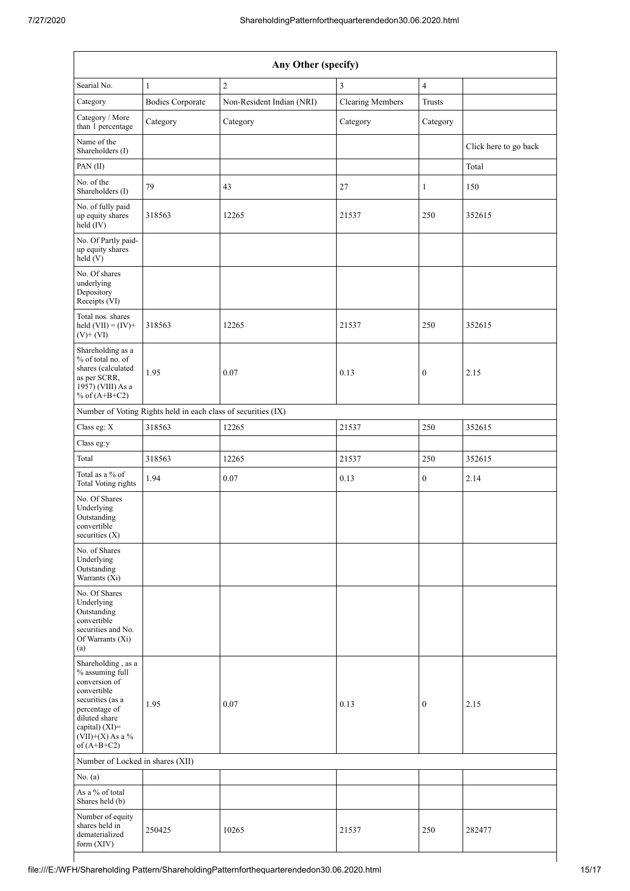| Any Other (specify) | | | | | |
|---|---|---|---|---|---|
| Searial No. | 1 | 2 | 3 | 4 | |
| Category | Bodies Corporate | Non-Resident Indian (NRI) | Clearing Members | Trusts | |
| Category / More than 1 percentage | Category | Category | Category | Category | |
| Name of the Shareholders (I) | | | | | Click here to go back |
| PAN (II) | | | | | Total |
| No. of the Shareholders (I) | 79 | 43 | 27 | 1 | 150 |
| No. of fully paid up equity shares held (IV) | 318563 | 12265 | 21537 | 250 | 352615 |
| No. Of Partly paid-up equity shares held (V) | | | | | |
| No. Of shares underlying Depository Receipts (VI) | | | | | |
| Total nos. shares held (VII) = (IV)+(V)+ (VI) | 318563 | 12265 | 21537 | 250 | 352615 |
| Shareholding as a % of total no. of shares (calculated as per SCRR, 1957) (VIII) As a % of (A+B+C2) | 1.95 | 0.07 | 0.13 | 0 | 2.15 |
| Number of Voting Rights held in each class of securities (IX) | | | | | |
| Class eg: X | 318563 | 12265 | 21537 | 250 | 352615 |
| Class eg:y | | | | | |
| Total | 318563 | 12265 | 21537 | 250 | 352615 |
| Total as a % of Total Voting rights | 1.94 | 0.07 | 0.13 | 0 | 2.14 |
| No. Of Shares Underlying Outstanding convertible securities (X) | | | | | |
| No. of Shares Underlying Outstanding Warrants (Xi) | | | | | |
| No. Of Shares Underlying Outstanding convertible securities and No. Of Warrants (Xi) (a) | | | | | |
| Shareholding , as a % assuming full conversion of convertible securities (as a percentage of diluted share capital) (XI)= (VII)+(X) As a % of (A+B+C2) | 1.95 | 0.07 | 0.13 | 0 | 2.15 |
| Number of Locked in shares (XII) | | | | | |
| No. (a) | | | | | |
| As a % of total Shares held (b) | | | | | |
| Number of equity shares held in dematerialized form (XIV) | 250425 | 10265 | 21537 | 250 | 282477 |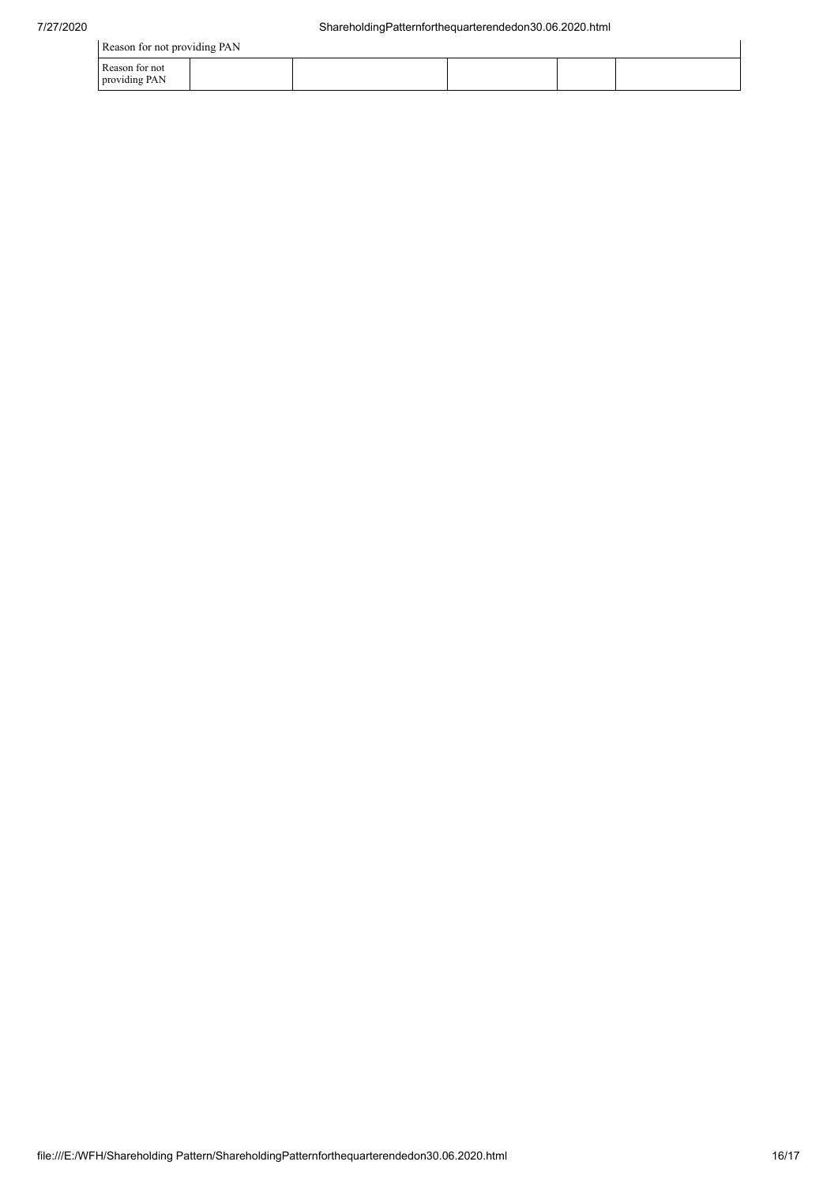| Reason for not providing PAN | | | | | |
|---|---|---|---|---|---|
| Reason for not providing PAN | | | | | |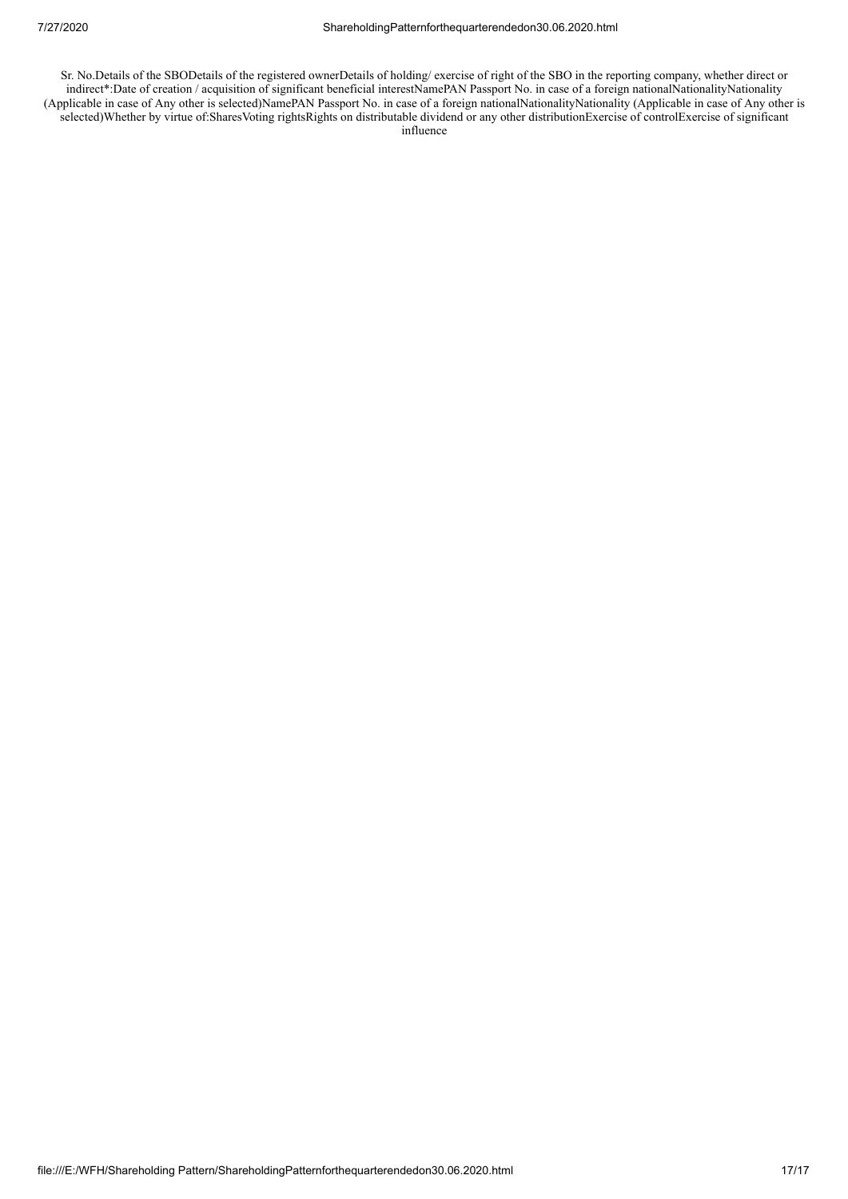Sr. No.Details of the SBODetails of the registered ownerDetails of holding/ exercise of right of the SBO in the reporting company, whether direct or indirect*:Date of creation / acquisition of significant beneficial interestNamePAN Passport No. in case of a foreign nationalNationalityNationality (Applicable in case of Any other is selected)NamePAN Passport No. in case of a foreign nationalNationalityNationality (Applicable in case of Any other is selected)Whether by virtue of:SharesVoting rightsRights on distributable dividend or any other distributionExercise of controlExercise of significant influence